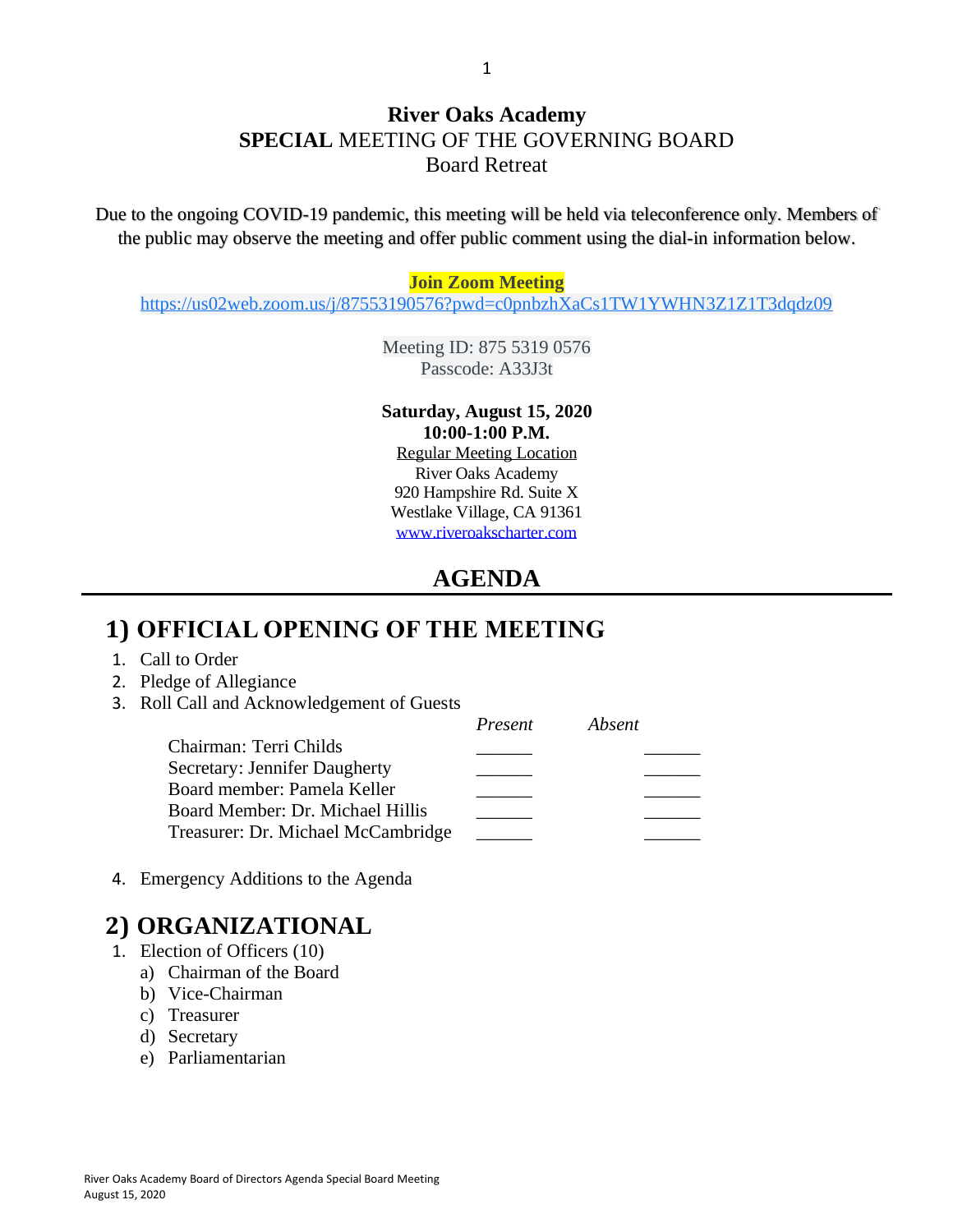**River Oaks Academy**
**SPECIAL** MEETING OF THE GOVERNING BOARD
Board Retreat

Due to the ongoing COVID-19 pandemic, this meeting will be held via teleconference only. Members of the public may observe the meeting and offer public comment using the dial-in information below.

**Join Zoom Meeting**
https://us02web.zoom.us/j/87553190576?pwd=c0pnbzhXaCs1TW1YWHN3Z1Z1T3dqdz09

Meeting ID: 875 5319 0576
Passcode: A33J3t

**Saturday, August 15, 2020**
**10:00-1:00 P.M.**
Regular Meeting Location
River Oaks Academy
920 Hampshire Rd. Suite X
Westlake Village, CA 91361
www.riveroakscharter.com

# AGENDA

## 1) OFFICIAL OPENING OF THE MEETING

1. Call to Order
2. Pledge of Allegiance
3. Roll Call and Acknowledgement of Guests

| | *Present* | *Absent* |
|---|---|---|
| Chairman: Terri Childs | ______ | ______ |
| Secretary: Jennifer Daugherty | ______ | ______ |
| Board member: Pamela Keller | ______ | ______ |
| Board Member: Dr. Michael Hillis | ______ | ______ |
| Treasurer: Dr. Michael McCambridge | ______ | ______ |

4. Emergency Additions to the Agenda

## 2) ORGANIZATIONAL

1. Election of Officers (10)
   a) Chairman of the Board
   b) Vice-Chairman
   c) Treasurer
   d) Secretary
   e) Parliamentarian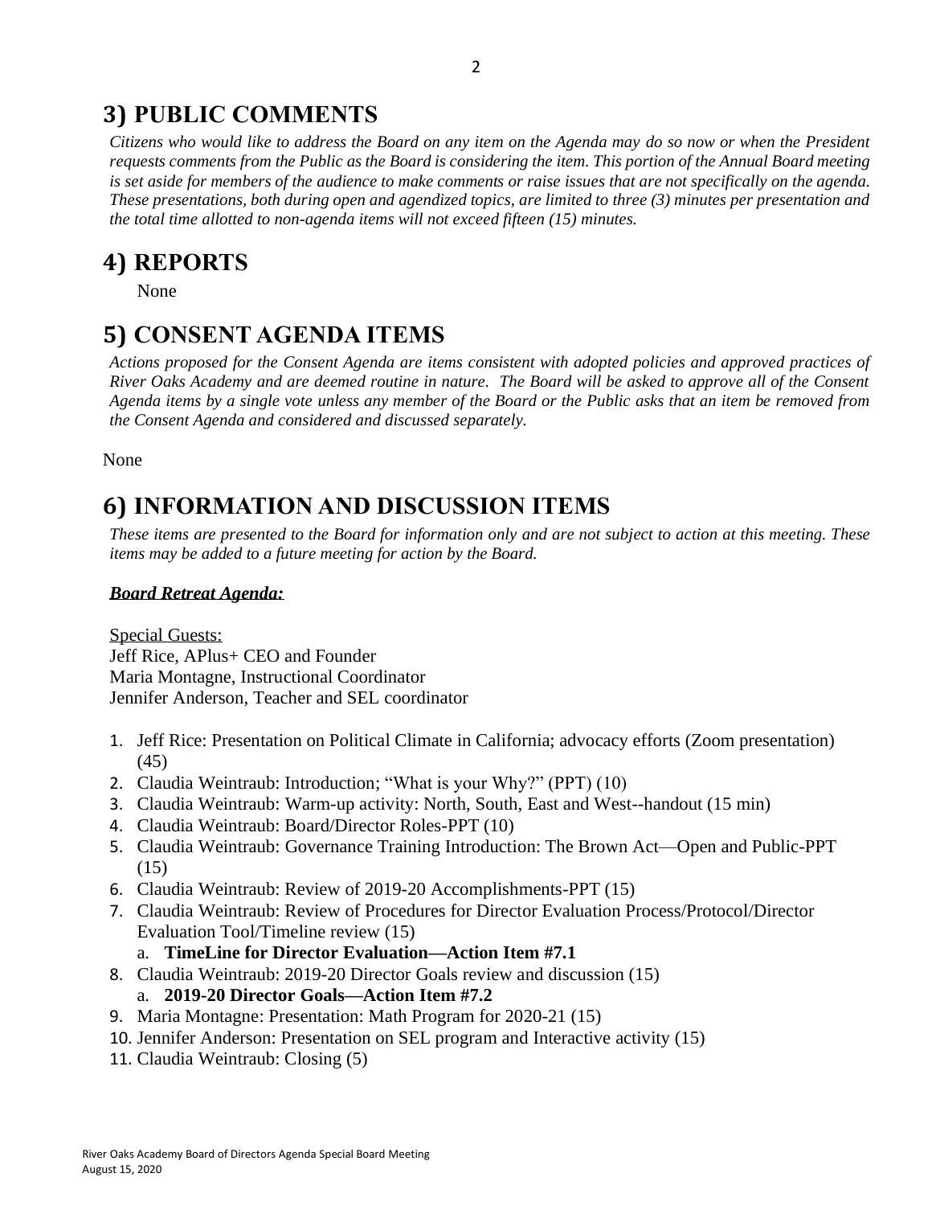## 3) PUBLIC COMMENTS

*Citizens who would like to address the Board on any item on the Agenda may do so now or when the President requests comments from the Public as the Board is considering the item. This portion of the Annual Board meeting is set aside for members of the audience to make comments or raise issues that are not specifically on the agenda. These presentations, both during open and agendized topics, are limited to three (3) minutes per presentation and the total time allotted to non-agenda items will not exceed fifteen (15) minutes.*

## 4) REPORTS

None

## 5) CONSENT AGENDA ITEMS

*Actions proposed for the Consent Agenda are items consistent with adopted policies and approved practices of River Oaks Academy and are deemed routine in nature. The Board will be asked to approve all of the Consent Agenda items by a single vote unless any member of the Board or the Public asks that an item be removed from the Consent Agenda and considered and discussed separately.*

None

## 6) INFORMATION AND DISCUSSION ITEMS

*These items are presented to the Board for information only and are not subject to action at this meeting. These items may be added to a future meeting for action by the Board.*

***Board Retreat Agenda:***

Special Guests:
Jeff Rice, APlus+ CEO and Founder
Maria Montagne, Instructional Coordinator
Jennifer Anderson, Teacher and SEL coordinator

1. Jeff Rice: Presentation on Political Climate in California; advocacy efforts (Zoom presentation) (45)
2. Claudia Weintraub: Introduction; "What is your Why?" (PPT) (10)
3. Claudia Weintraub: Warm-up activity: North, South, East and West--handout (15 min)
4. Claudia Weintraub: Board/Director Roles-PPT (10)
5. Claudia Weintraub: Governance Training Introduction: The Brown Act—Open and Public-PPT (15)
6. Claudia Weintraub: Review of 2019-20 Accomplishments-PPT (15)
7. Claudia Weintraub: Review of Procedures for Director Evaluation Process/Protocol/Director Evaluation Tool/Timeline review (15)
   a. **TimeLine for Director Evaluation—Action Item #7.1**
8. Claudia Weintraub: 2019-20 Director Goals review and discussion (15)
   a. **2019-20 Director Goals—Action Item #7.2**
9. Maria Montagne: Presentation: Math Program for 2020-21 (15)
10. Jennifer Anderson: Presentation on SEL program and Interactive activity (15)
11. Claudia Weintraub: Closing (5)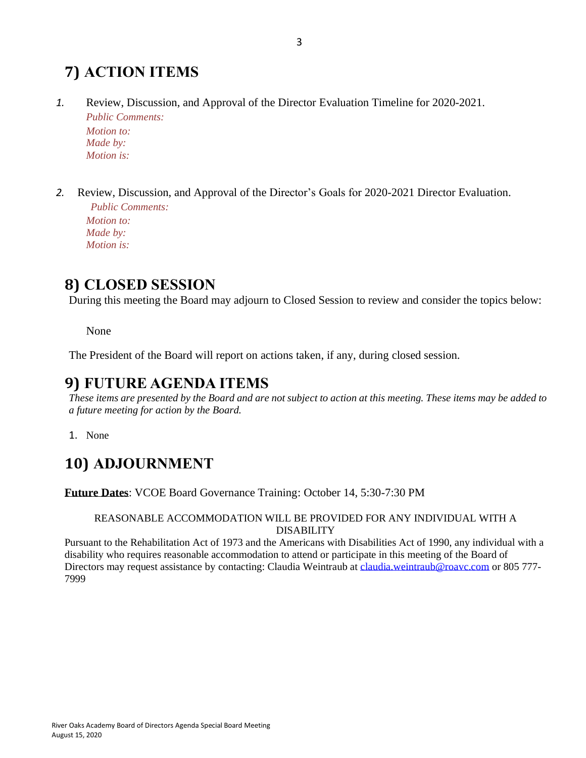## 7) ACTION ITEMS

1. Review, Discussion, and Approval of the Director Evaluation Timeline for 2020-2021.
   *Public Comments:*
   *Motion to:*
   *Made by:*
   *Motion is:*

2. Review, Discussion, and Approval of the Director's Goals for 2020-2021 Director Evaluation.
   *Public Comments:*
   *Motion to:*
   *Made by:*
   *Motion is:*

## 8) CLOSED SESSION

During this meeting the Board may adjourn to Closed Session to review and consider the topics below:

None

The President of the Board will report on actions taken, if any, during closed session.

## 9) FUTURE AGENDA ITEMS

*These items are presented by the Board and are not subject to action at this meeting. These items may be added to a future meeting for action by the Board.*

1. None

## 10) ADJOURNMENT

**Future Dates**: VCOE Board Governance Training: October 14, 5:30-7:30 PM

REASONABLE ACCOMMODATION WILL BE PROVIDED FOR ANY INDIVIDUAL WITH A DISABILITY

Pursuant to the Rehabilitation Act of 1973 and the Americans with Disabilities Act of 1990, any individual with a disability who requires reasonable accommodation to attend or participate in this meeting of the Board of Directors may request assistance by contacting: Claudia Weintraub at claudia.weintraub@roavc.com or 805 777-7999